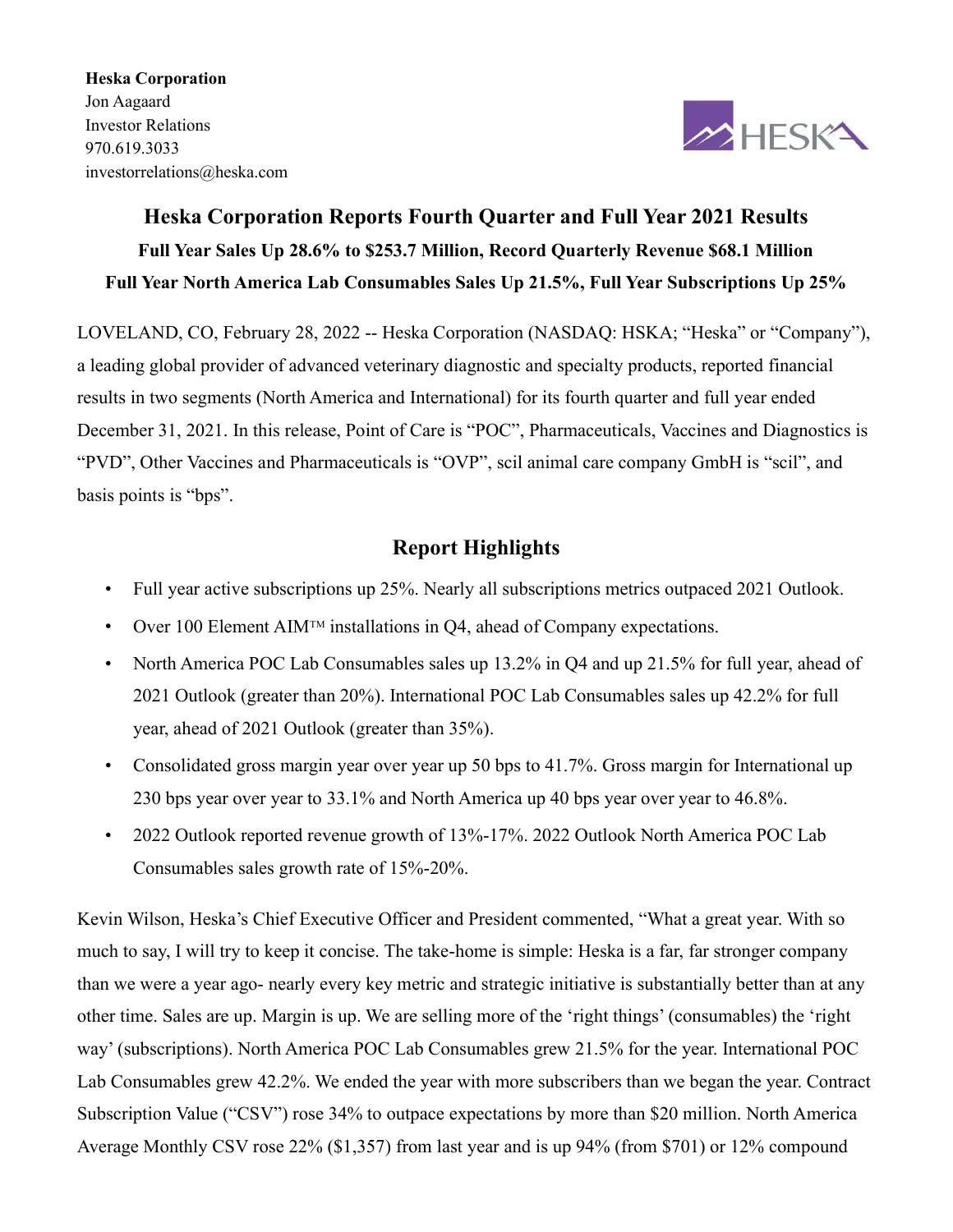**Heska Corporation**
Jon Aagaard
Investor Relations
970.619.3033
investorrelations@heska.com

# Heska Corporation Reports Fourth Quarter and Full Year 2021 Results

### Full Year Sales Up 28.6% to $253.7 Million, Record Quarterly Revenue $68.1 Million

### Full Year North America Lab Consumables Sales Up 21.5%, Full Year Subscriptions Up 25%

LOVELAND, CO, February 28, 2022 -- Heska Corporation (NASDAQ: HSKA; "Heska" or "Company"), a leading global provider of advanced veterinary diagnostic and specialty products, reported financial results in two segments (North America and International) for its fourth quarter and full year ended December 31, 2021. In this release, Point of Care is "POC", Pharmaceuticals, Vaccines and Diagnostics is "PVD", Other Vaccines and Pharmaceuticals is "OVP", scil animal care company GmbH is "scil", and basis points is "bps".

## Report Highlights

- Full year active subscriptions up 25%. Nearly all subscriptions metrics outpaced 2021 Outlook.
- Over 100 Element AIM™ installations in Q4, ahead of Company expectations.
- North America POC Lab Consumables sales up 13.2% in Q4 and up 21.5% for full year, ahead of 2021 Outlook (greater than 20%). International POC Lab Consumables sales up 42.2% for full year, ahead of 2021 Outlook (greater than 35%).
- Consolidated gross margin year over year up 50 bps to 41.7%. Gross margin for International up 230 bps year over year to 33.1% and North America up 40 bps year over year to 46.8%.
- 2022 Outlook reported revenue growth of 13%-17%. 2022 Outlook North America POC Lab Consumables sales growth rate of 15%-20%.

Kevin Wilson, Heska's Chief Executive Officer and President commented, "What a great year. With so much to say, I will try to keep it concise. The take-home is simple: Heska is a far, far stronger company than we were a year ago- nearly every key metric and strategic initiative is substantially better than at any other time. Sales are up. Margin is up. We are selling more of the 'right things' (consumables) the 'right way' (subscriptions). North America POC Lab Consumables grew 21.5% for the year. International POC Lab Consumables grew 42.2%. We ended the year with more subscribers than we began the year. Contract Subscription Value ("CSV") rose 34% to outpace expectations by more than $20 million. North America Average Monthly CSV rose 22% ($1,357) from last year and is up 94% (from $701) or 12% compound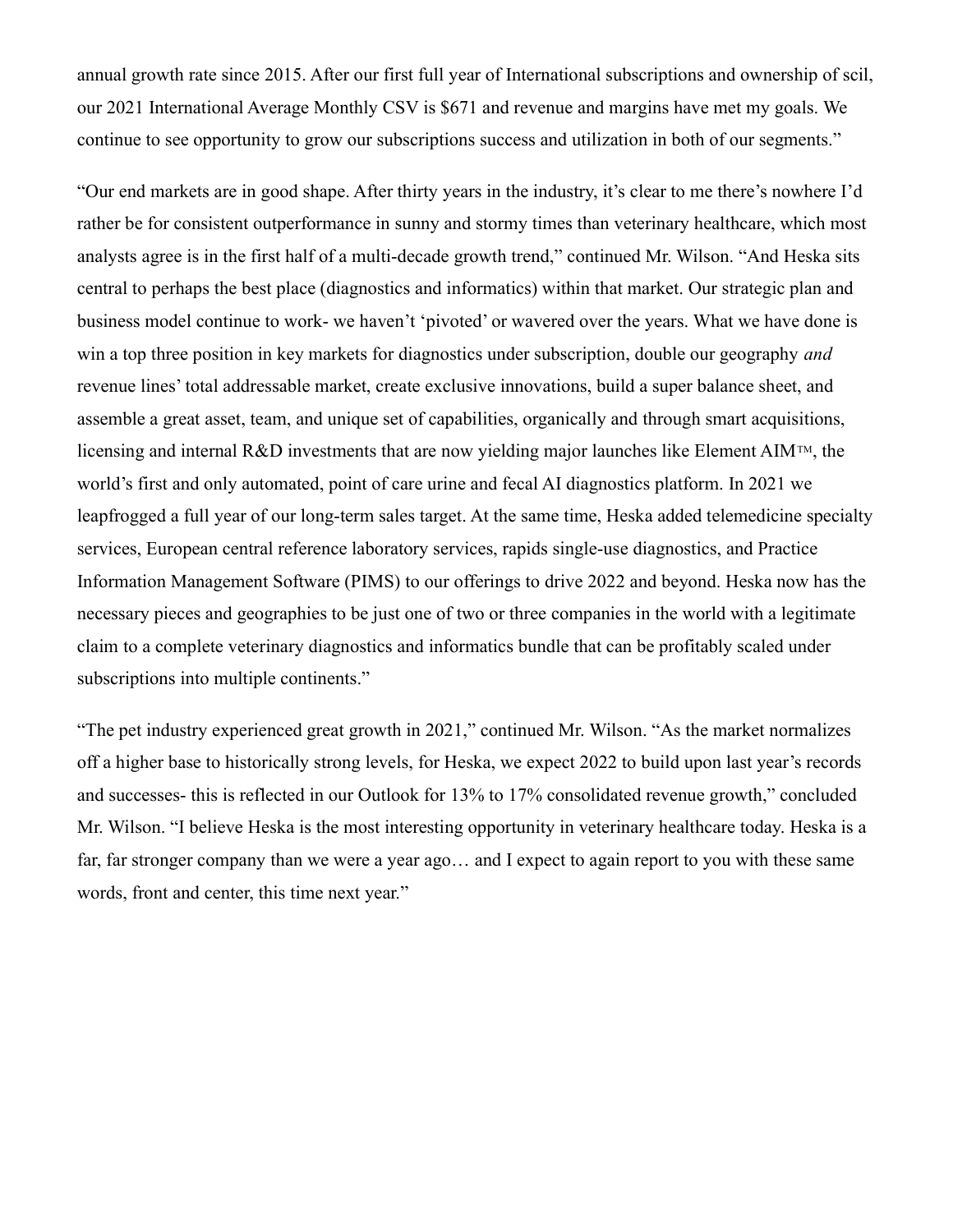annual growth rate since 2015. After our first full year of International subscriptions and ownership of scil, our 2021 International Average Monthly CSV is $671 and revenue and margins have met my goals. We continue to see opportunity to grow our subscriptions success and utilization in both of our segments."

"Our end markets are in good shape. After thirty years in the industry, it's clear to me there's nowhere I'd rather be for consistent outperformance in sunny and stormy times than veterinary healthcare, which most analysts agree is in the first half of a multi-decade growth trend," continued Mr. Wilson. "And Heska sits central to perhaps the best place (diagnostics and informatics) within that market. Our strategic plan and business model continue to work- we haven't 'pivoted' or wavered over the years. What we have done is win a top three position in key markets for diagnostics under subscription, double our geography *and* revenue lines' total addressable market, create exclusive innovations, build a super balance sheet, and assemble a great asset, team, and unique set of capabilities, organically and through smart acquisitions, licensing and internal R&D investments that are now yielding major launches like Element AIM™, the world's first and only automated, point of care urine and fecal AI diagnostics platform. In 2021 we leapfrogged a full year of our long-term sales target. At the same time, Heska added telemedicine specialty services, European central reference laboratory services, rapids single-use diagnostics, and Practice Information Management Software (PIMS) to our offerings to drive 2022 and beyond. Heska now has the necessary pieces and geographies to be just one of two or three companies in the world with a legitimate claim to a complete veterinary diagnostics and informatics bundle that can be profitably scaled under subscriptions into multiple continents."

"The pet industry experienced great growth in 2021," continued Mr. Wilson. "As the market normalizes off a higher base to historically strong levels, for Heska, we expect 2022 to build upon last year's records and successes- this is reflected in our Outlook for 13% to 17% consolidated revenue growth," concluded Mr. Wilson. "I believe Heska is the most interesting opportunity in veterinary healthcare today. Heska is a far, far stronger company than we were a year ago… and I expect to again report to you with these same words, front and center, this time next year."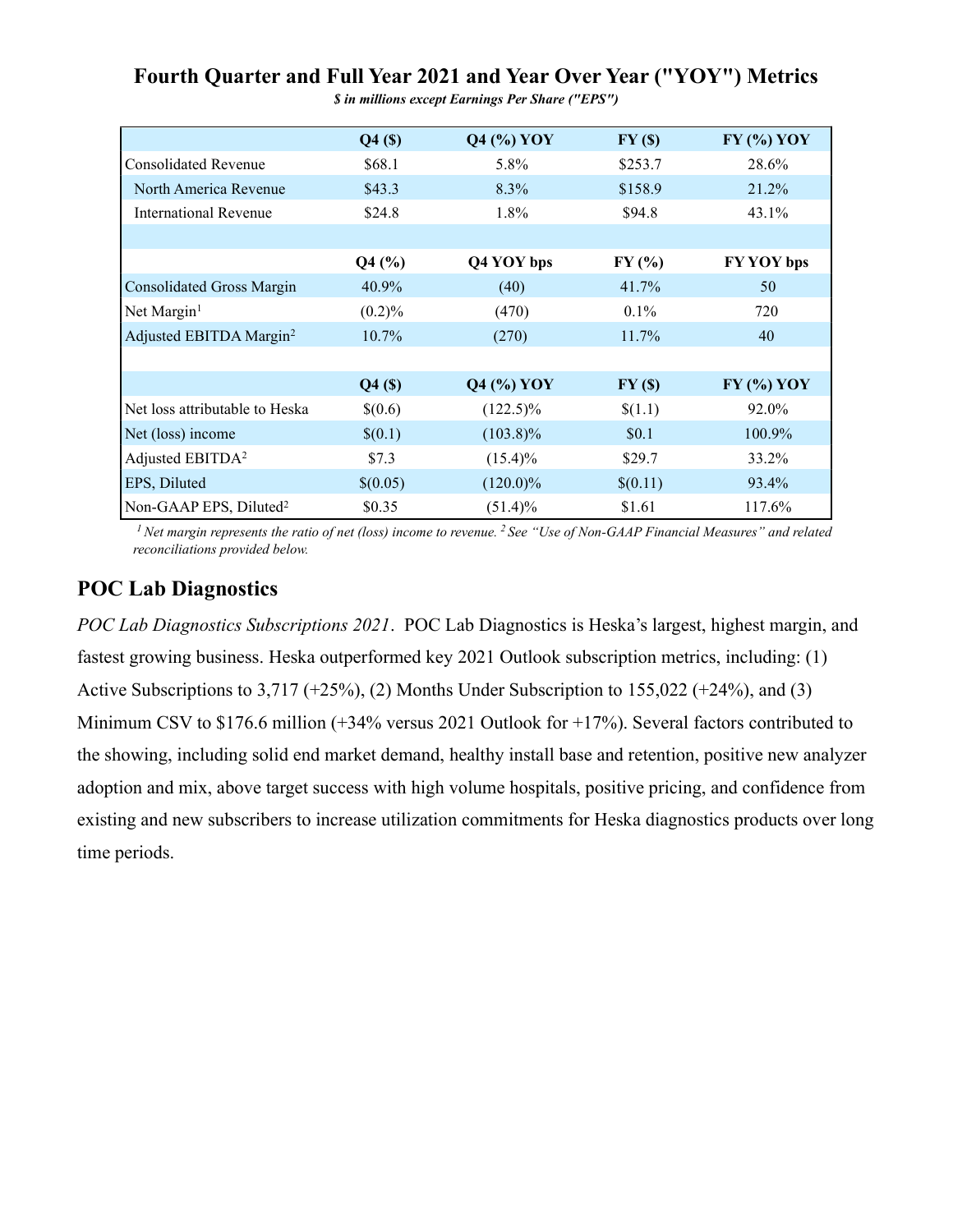## Fourth Quarter and Full Year 2021 and Year Over Year ("YOY") Metrics

***$ in millions except Earnings Per Share ("EPS")***

| | Q4 ($) | Q4 (%) YOY | FY ($) | FY (%) YOY |
|---|---|---|---|---|
| Consolidated Revenue | $68.1 | 5.8% | $253.7 | 28.6% |
| North America Revenue | $43.3 | 8.3% | $158.9 | 21.2% |
| International Revenue | $24.8 | 1.8% | $94.8 | 43.1% |
| | | | | |
| | **Q4 (%)** | **Q4 YOY bps** | **FY (%)** | **FY YOY bps** |
| Consolidated Gross Margin | 40.9% | (40) | 41.7% | 50 |
| Net Margin[1] | (0.2)% | (470) | 0.1% | 720 |
| Adjusted EBITDA Margin[2] | 10.7% | (270) | 11.7% | 40 |
| | | | | |
| | **Q4 ($)** | **Q4 (%) YOY** | **FY ($)** | **FY (%) YOY** |
| Net loss attributable to Heska | $(0.6) | (122.5)% | $(1.1) | 92.0% |
| Net (loss) income | $(0.1) | (103.8)% | $0.1 | 100.9% |
| Adjusted EBITDA[2] | $7.3 | (15.4)% | $29.7 | 33.2% |
| EPS, Diluted | $(0.05) | (120.0)% | $(0.11) | 93.4% |
| Non-GAAP EPS, Diluted[2] | $0.35 | (51.4)% | $1.61 | 117.6% |

*[1] Net margin represents the ratio of net (loss) income to revenue. [2] See "Use of Non-GAAP Financial Measures" and related reconciliations provided below.*

## POC Lab Diagnostics

*POC Lab Diagnostics Subscriptions 2021*. POC Lab Diagnostics is Heska's largest, highest margin, and fastest growing business. Heska outperformed key 2021 Outlook subscription metrics, including: (1) Active Subscriptions to 3,717 (+25%), (2) Months Under Subscription to 155,022 (+24%), and (3) Minimum CSV to $176.6 million (+34% versus 2021 Outlook for +17%). Several factors contributed to the showing, including solid end market demand, healthy install base and retention, positive new analyzer adoption and mix, above target success with high volume hospitals, positive pricing, and confidence from existing and new subscribers to increase utilization commitments for Heska diagnostics products over long time periods.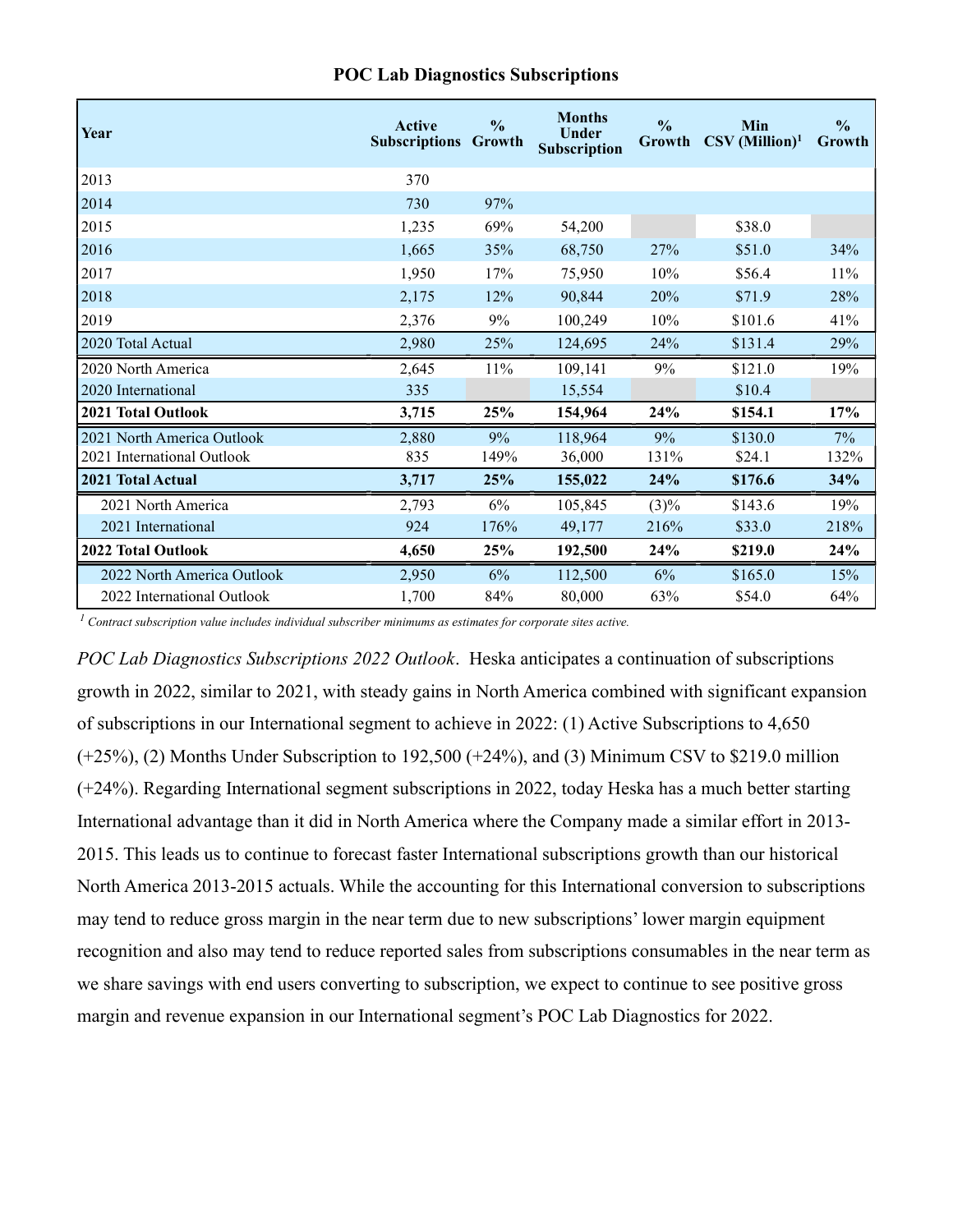## POC Lab Diagnostics Subscriptions

| Year | Active Subscriptions | % Growth | Months Under Subscription | % Growth | Min CSV (Million)[1] | % Growth |
|---|---|---|---|---|---|---|
| 2013 | 370 | | | | | |
| 2014 | 730 | 97% | | | | |
| 2015 | 1,235 | 69% | 54,200 | | $38.0 | |
| 2016 | 1,665 | 35% | 68,750 | 27% | $51.0 | 34% |
| 2017 | 1,950 | 17% | 75,950 | 10% | $56.4 | 11% |
| 2018 | 2,175 | 12% | 90,844 | 20% | $71.9 | 28% |
| 2019 | 2,376 | 9% | 100,249 | 10% | $101.6 | 41% |
| 2020 Total Actual | 2,980 | 25% | 124,695 | 24% | $131.4 | 29% |
| 2020 North America | 2,645 | 11% | 109,141 | 9% | $121.0 | 19% |
| 2020 International | 335 | | 15,554 | | $10.4 | |
| **2021 Total Outlook** | **3,715** | **25%** | **154,964** | **24%** | **$154.1** | **17%** |
| 2021 North America Outlook | 2,880 | 9% | 118,964 | 9% | $130.0 | 7% |
| 2021 International Outlook | 835 | 149% | 36,000 | 131% | $24.1 | 132% |
| **2021 Total Actual** | **3,717** | **25%** | **155,022** | **24%** | **$176.6** | **34%** |
| 2021 North America | 2,793 | 6% | 105,845 | (3)% | $143.6 | 19% |
| 2021 International | 924 | 176% | 49,177 | 216% | $33.0 | 218% |
| **2022 Total Outlook** | **4,650** | **25%** | **192,500** | **24%** | **$219.0** | **24%** |
| 2022 North America Outlook | 2,950 | 6% | 112,500 | 6% | $165.0 | 15% |
| 2022 International Outlook | 1,700 | 84% | 80,000 | 63% | $54.0 | 64% |

[1] *Contract subscription value includes individual subscriber minimums as estimates for corporate sites active.*

*POC Lab Diagnostics Subscriptions 2022 Outlook*. Heska anticipates a continuation of subscriptions growth in 2022, similar to 2021, with steady gains in North America combined with significant expansion of subscriptions in our International segment to achieve in 2022: (1) Active Subscriptions to 4,650 (+25%), (2) Months Under Subscription to 192,500 (+24%), and (3) Minimum CSV to $219.0 million (+24%). Regarding International segment subscriptions in 2022, today Heska has a much better starting International advantage than it did in North America where the Company made a similar effort in 2013-2015. This leads us to continue to forecast faster International subscriptions growth than our historical North America 2013-2015 actuals. While the accounting for this International conversion to subscriptions may tend to reduce gross margin in the near term due to new subscriptions' lower margin equipment recognition and also may tend to reduce reported sales from subscriptions consumables in the near term as we share savings with end users converting to subscription, we expect to continue to see positive gross margin and revenue expansion in our International segment's POC Lab Diagnostics for 2022.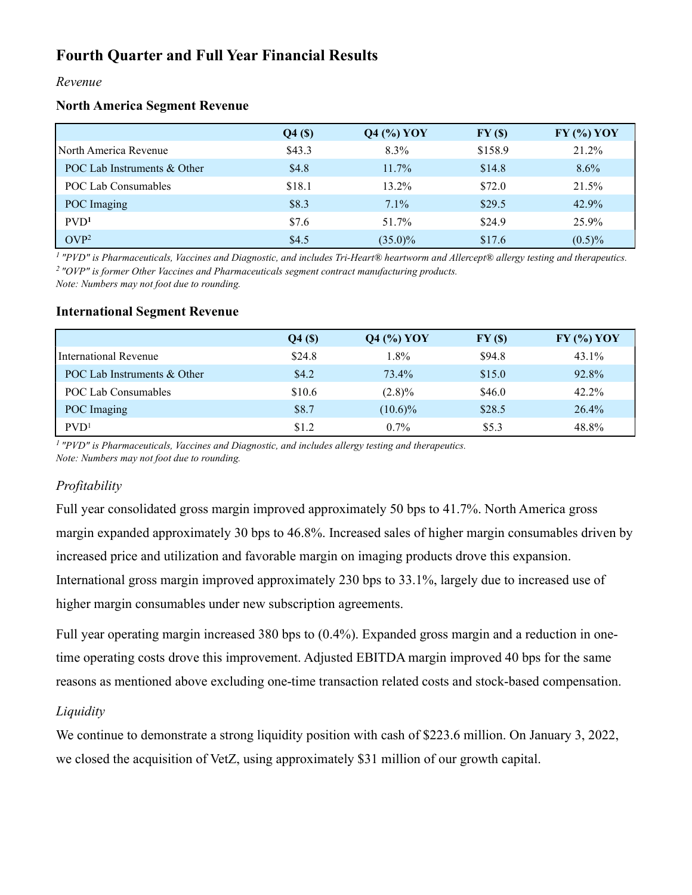## Fourth Quarter and Full Year Financial Results

*Revenue*

### North America Segment Revenue

| | Q4 ($) | Q4 (%) YOY | FY ($) | FY (%) YOY |
|---|---|---|---|---|
| North America Revenue | $43.3 | 8.3% | $158.9 | 21.2% |
| POC Lab Instruments & Other | $4.8 | 11.7% | $14.8 | 8.6% |
| POC Lab Consumables | $18.1 | 13.2% | $72.0 | 21.5% |
| POC Imaging | $8.3 | 7.1% | $29.5 | 42.9% |
| PVD[1] | $7.6 | 51.7% | $24.9 | 25.9% |
| OVP[2] | $4.5 | (35.0)% | $17.6 | (0.5)% |

*[1] "PVD" is Pharmaceuticals, Vaccines and Diagnostic, and includes Tri-Heart® heartworm and Allercept® allergy testing and therapeutics.*
*[2] "OVP" is former Other Vaccines and Pharmaceuticals segment contract manufacturing products.*
*Note: Numbers may not foot due to rounding.*

### International Segment Revenue

| | Q4 ($) | Q4 (%) YOY | FY ($) | FY (%) YOY |
|---|---|---|---|---|
| International Revenue | $24.8 | 1.8% | $94.8 | 43.1% |
| POC Lab Instruments & Other | $4.2 | 73.4% | $15.0 | 92.8% |
| POC Lab Consumables | $10.6 | (2.8)% | $46.0 | 42.2% |
| POC Imaging | $8.7 | (10.6)% | $28.5 | 26.4% |
| PVD[1] | $1.2 | 0.7% | $5.3 | 48.8% |

*[1] "PVD" is Pharmaceuticals, Vaccines and Diagnostic, and includes allergy testing and therapeutics.*
*Note: Numbers may not foot due to rounding.*

*Profitability*

Full year consolidated gross margin improved approximately 50 bps to 41.7%. North America gross margin expanded approximately 30 bps to 46.8%. Increased sales of higher margin consumables driven by increased price and utilization and favorable margin on imaging products drove this expansion. International gross margin improved approximately 230 bps to 33.1%, largely due to increased use of higher margin consumables under new subscription agreements.

Full year operating margin increased 380 bps to (0.4%). Expanded gross margin and a reduction in one-time operating costs drove this improvement. Adjusted EBITDA margin improved 40 bps for the same reasons as mentioned above excluding one-time transaction related costs and stock-based compensation.

*Liquidity*

We continue to demonstrate a strong liquidity position with cash of $223.6 million. On January 3, 2022, we closed the acquisition of VetZ, using approximately $31 million of our growth capital.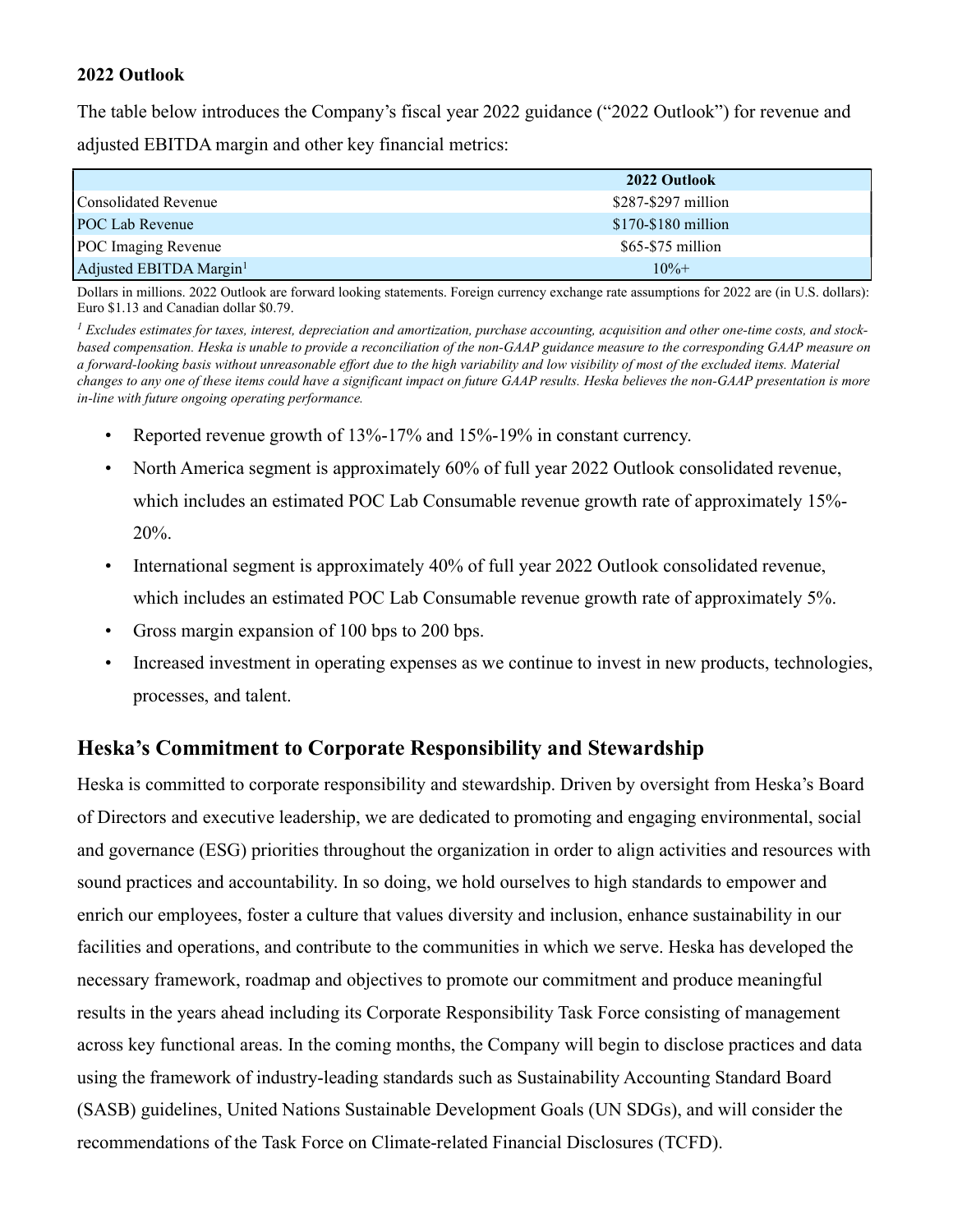**2022 Outlook**

The table below introduces the Company's fiscal year 2022 guidance ("2022 Outlook") for revenue and adjusted EBITDA margin and other key financial metrics:

| | 2022 Outlook |
|---|---|
| Consolidated Revenue | $287-$297 million |
| POC Lab Revenue | $170-$180 million |
| POC Imaging Revenue | $65-$75 million |
| Adjusted EBITDA Margin[1] | 10%+ |

Dollars in millions. 2022 Outlook are forward looking statements. Foreign currency exchange rate assumptions for 2022 are (in U.S. dollars): Euro $1.13 and Canadian dollar $0.79.

*[1] Excludes estimates for taxes, interest, depreciation and amortization, purchase accounting, acquisition and other one-time costs, and stock-based compensation. Heska is unable to provide a reconciliation of the non-GAAP guidance measure to the corresponding GAAP measure on a forward-looking basis without unreasonable effort due to the high variability and low visibility of most of the excluded items. Material changes to any one of these items could have a significant impact on future GAAP results. Heska believes the non-GAAP presentation is more in-line with future ongoing operating performance.*

- Reported revenue growth of 13%-17% and 15%-19% in constant currency.
- North America segment is approximately 60% of full year 2022 Outlook consolidated revenue, which includes an estimated POC Lab Consumable revenue growth rate of approximately 15%-20%.
- International segment is approximately 40% of full year 2022 Outlook consolidated revenue, which includes an estimated POC Lab Consumable revenue growth rate of approximately 5%.
- Gross margin expansion of 100 bps to 200 bps.
- Increased investment in operating expenses as we continue to invest in new products, technologies, processes, and talent.

## Heska's Commitment to Corporate Responsibility and Stewardship

Heska is committed to corporate responsibility and stewardship. Driven by oversight from Heska's Board of Directors and executive leadership, we are dedicated to promoting and engaging environmental, social and governance (ESG) priorities throughout the organization in order to align activities and resources with sound practices and accountability. In so doing, we hold ourselves to high standards to empower and enrich our employees, foster a culture that values diversity and inclusion, enhance sustainability in our facilities and operations, and contribute to the communities in which we serve. Heska has developed the necessary framework, roadmap and objectives to promote our commitment and produce meaningful results in the years ahead including its Corporate Responsibility Task Force consisting of management across key functional areas. In the coming months, the Company will begin to disclose practices and data using the framework of industry-leading standards such as Sustainability Accounting Standard Board (SASB) guidelines, United Nations Sustainable Development Goals (UN SDGs), and will consider the recommendations of the Task Force on Climate-related Financial Disclosures (TCFD).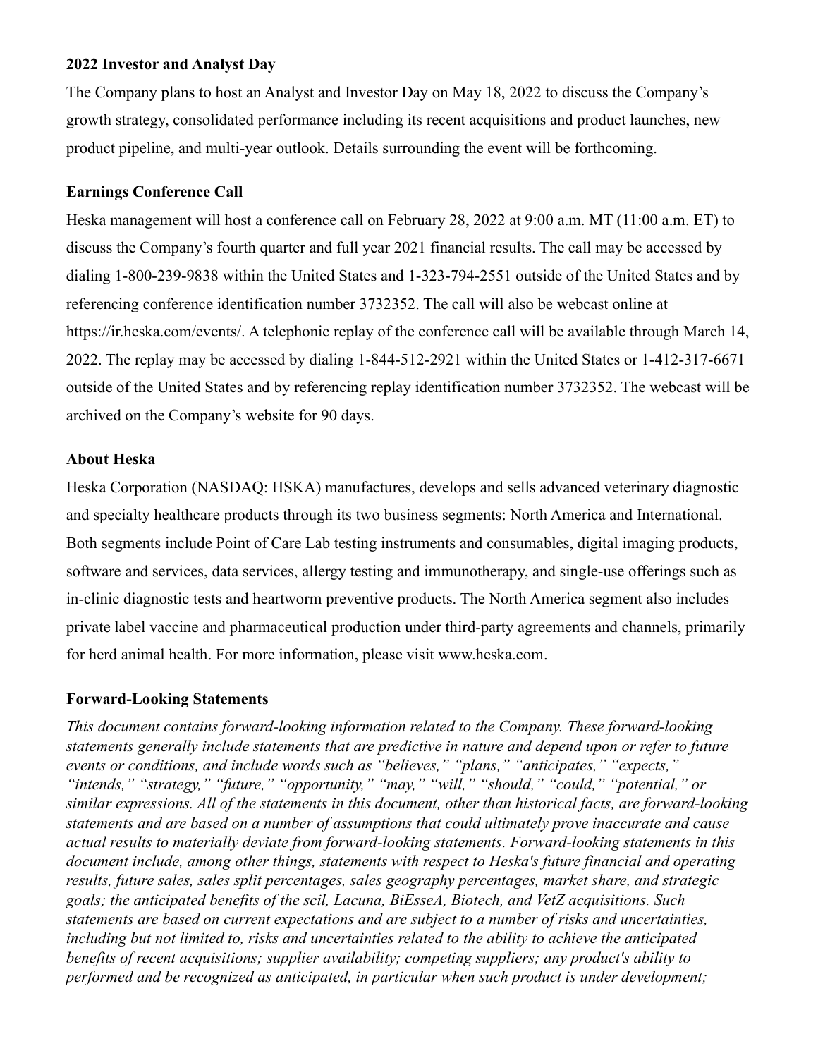### 2022 Investor and Analyst Day

The Company plans to host an Analyst and Investor Day on May 18, 2022 to discuss the Company's growth strategy, consolidated performance including its recent acquisitions and product launches, new product pipeline, and multi-year outlook. Details surrounding the event will be forthcoming.

### Earnings Conference Call

Heska management will host a conference call on February 28, 2022 at 9:00 a.m. MT (11:00 a.m. ET) to discuss the Company's fourth quarter and full year 2021 financial results. The call may be accessed by dialing 1-800-239-9838 within the United States and 1-323-794-2551 outside of the United States and by referencing conference identification number 3732352. The call will also be webcast online at https://ir.heska.com/events/. A telephonic replay of the conference call will be available through March 14, 2022. The replay may be accessed by dialing 1-844-512-2921 within the United States or 1-412-317-6671 outside of the United States and by referencing replay identification number 3732352. The webcast will be archived on the Company's website for 90 days.

### About Heska

Heska Corporation (NASDAQ: HSKA) manufactures, develops and sells advanced veterinary diagnostic and specialty healthcare products through its two business segments: North America and International. Both segments include Point of Care Lab testing instruments and consumables, digital imaging products, software and services, data services, allergy testing and immunotherapy, and single-use offerings such as in-clinic diagnostic tests and heartworm preventive products. The North America segment also includes private label vaccine and pharmaceutical production under third-party agreements and channels, primarily for herd animal health. For more information, please visit www.heska.com.

### Forward-Looking Statements

*This document contains forward-looking information related to the Company. These forward-looking statements generally include statements that are predictive in nature and depend upon or refer to future events or conditions, and include words such as "believes," "plans," "anticipates," "expects," "intends," "strategy," "future," "opportunity," "may," "will," "should," "could," "potential," or similar expressions. All of the statements in this document, other than historical facts, are forward-looking statements and are based on a number of assumptions that could ultimately prove inaccurate and cause actual results to materially deviate from forward-looking statements. Forward-looking statements in this document include, among other things, statements with respect to Heska's future financial and operating results, future sales, sales split percentages, sales geography percentages, market share, and strategic goals; the anticipated benefits of the scil, Lacuna, BiEsseA, Biotech, and VetZ acquisitions. Such statements are based on current expectations and are subject to a number of risks and uncertainties, including but not limited to, risks and uncertainties related to the ability to achieve the anticipated benefits of recent acquisitions; supplier availability; competing suppliers; any product's ability to performed and be recognized as anticipated, in particular when such product is under development;*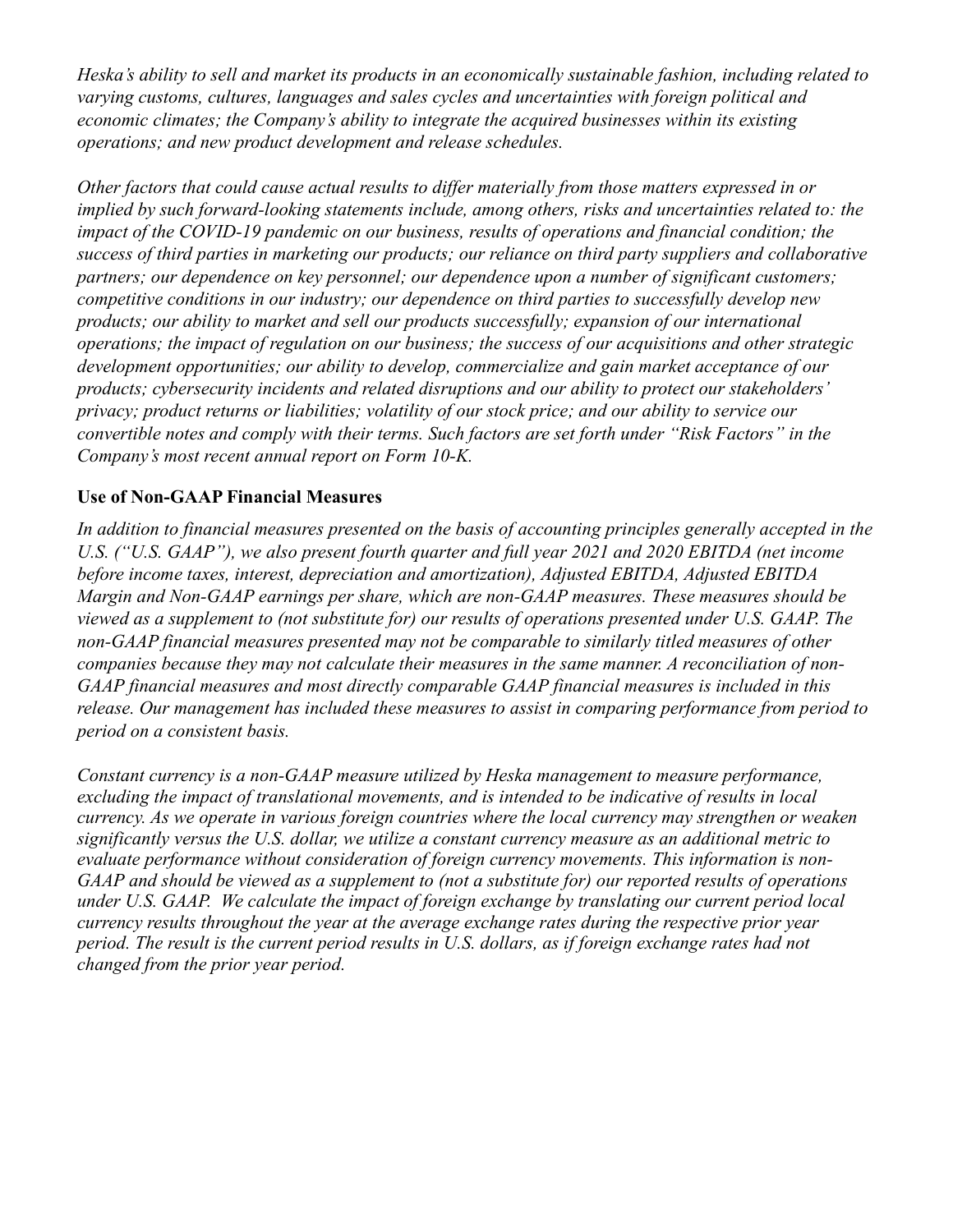*Heska's ability to sell and market its products in an economically sustainable fashion, including related to varying customs, cultures, languages and sales cycles and uncertainties with foreign political and economic climates; the Company's ability to integrate the acquired businesses within its existing operations; and new product development and release schedules.*

*Other factors that could cause actual results to differ materially from those matters expressed in or implied by such forward-looking statements include, among others, risks and uncertainties related to: the impact of the COVID-19 pandemic on our business, results of operations and financial condition; the success of third parties in marketing our products; our reliance on third party suppliers and collaborative partners; our dependence on key personnel; our dependence upon a number of significant customers; competitive conditions in our industry; our dependence on third parties to successfully develop new products; our ability to market and sell our products successfully; expansion of our international operations; the impact of regulation on our business; the success of our acquisitions and other strategic development opportunities; our ability to develop, commercialize and gain market acceptance of our products; cybersecurity incidents and related disruptions and our ability to protect our stakeholders' privacy; product returns or liabilities; volatility of our stock price; and our ability to service our convertible notes and comply with their terms. Such factors are set forth under "Risk Factors" in the Company's most recent annual report on Form 10-K.*

**Use of Non-GAAP Financial Measures**

*In addition to financial measures presented on the basis of accounting principles generally accepted in the U.S. ("U.S. GAAP"), we also present fourth quarter and full year 2021 and 2020 EBITDA (net income before income taxes, interest, depreciation and amortization), Adjusted EBITDA, Adjusted EBITDA Margin and Non-GAAP earnings per share, which are non-GAAP measures. These measures should be viewed as a supplement to (not substitute for) our results of operations presented under U.S. GAAP. The non-GAAP financial measures presented may not be comparable to similarly titled measures of other companies because they may not calculate their measures in the same manner. A reconciliation of non-GAAP financial measures and most directly comparable GAAP financial measures is included in this release. Our management has included these measures to assist in comparing performance from period to period on a consistent basis.*

*Constant currency is a non-GAAP measure utilized by Heska management to measure performance, excluding the impact of translational movements, and is intended to be indicative of results in local currency. As we operate in various foreign countries where the local currency may strengthen or weaken significantly versus the U.S. dollar, we utilize a constant currency measure as an additional metric to evaluate performance without consideration of foreign currency movements. This information is non-GAAP and should be viewed as a supplement to (not a substitute for) our reported results of operations under U.S. GAAP. We calculate the impact of foreign exchange by translating our current period local currency results throughout the year at the average exchange rates during the respective prior year period. The result is the current period results in U.S. dollars, as if foreign exchange rates had not changed from the prior year period.*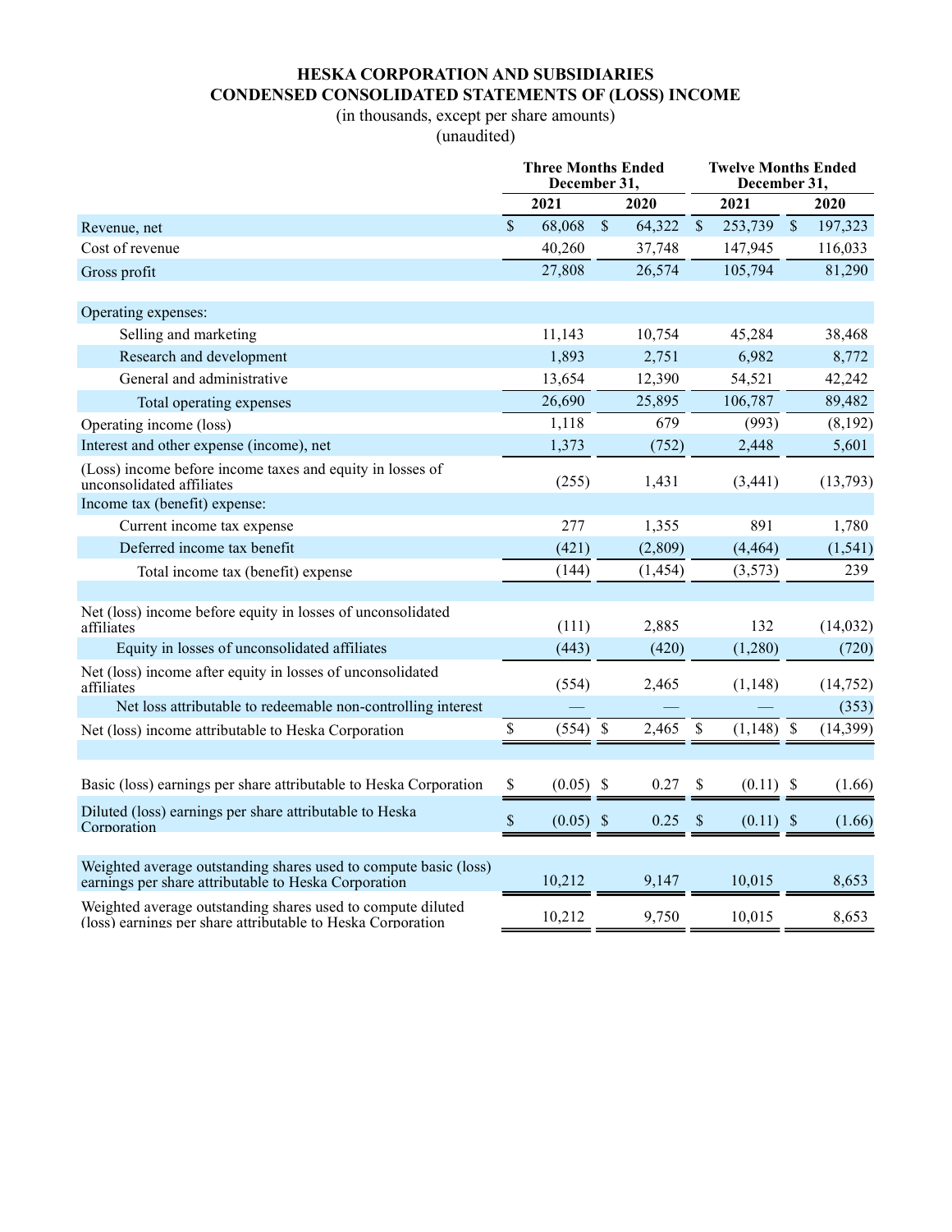# HESKA CORPORATION AND SUBSIDIARIES
## CONDENSED CONSOLIDATED STATEMENTS OF (LOSS) INCOME

(in thousands, except per share amounts)
(unaudited)

| | Three Months Ended December 31, | | Twelve Months Ended December 31, | |
|---|---|---|---|---|
| | 2021 | 2020 | 2021 | 2020 |
| Revenue, net | $ 68,068 | $ 64,322 | $ 253,739 | $ 197,323 |
| Cost of revenue | 40,260 | 37,748 | 147,945 | 116,033 |
| Gross profit | 27,808 | 26,574 | 105,794 | 81,290 |
| | | | | |
| Operating expenses: | | | | |
| Selling and marketing | 11,143 | 10,754 | 45,284 | 38,468 |
| Research and development | 1,893 | 2,751 | 6,982 | 8,772 |
| General and administrative | 13,654 | 12,390 | 54,521 | 42,242 |
| Total operating expenses | 26,690 | 25,895 | 106,787 | 89,482 |
| Operating income (loss) | 1,118 | 679 | (993) | (8,192) |
| Interest and other expense (income), net | 1,373 | (752) | 2,448 | 5,601 |
| (Loss) income before income taxes and equity in losses of unconsolidated affiliates | (255) | 1,431 | (3,441) | (13,793) |
| Income tax (benefit) expense: | | | | |
| Current income tax expense | 277 | 1,355 | 891 | 1,780 |
| Deferred income tax benefit | (421) | (2,809) | (4,464) | (1,541) |
| Total income tax (benefit) expense | (144) | (1,454) | (3,573) | 239 |
| | | | | |
| Net (loss) income before equity in losses of unconsolidated affiliates | (111) | 2,885 | 132 | (14,032) |
| Equity in losses of unconsolidated affiliates | (443) | (420) | (1,280) | (720) |
| Net (loss) income after equity in losses of unconsolidated affiliates | (554) | 2,465 | (1,148) | (14,752) |
| Net loss attributable to redeemable non-controlling interest | — | — | — | (353) |
| Net (loss) income attributable to Heska Corporation | $ (554) | $ 2,465 | $ (1,148) | $ (14,399) |
| | | | | |
| Basic (loss) earnings per share attributable to Heska Corporation | $ (0.05) | $ 0.27 | $ (0.11) | $ (1.66) |
| Diluted (loss) earnings per share attributable to Heska Corporation | $ (0.05) | $ 0.25 | $ (0.11) | $ (1.66) |
| | | | | |
| Weighted average outstanding shares used to compute basic (loss) earnings per share attributable to Heska Corporation | 10,212 | 9,147 | 10,015 | 8,653 |
| Weighted average outstanding shares used to compute diluted (loss) earnings per share attributable to Heska Corporation | 10,212 | 9,750 | 10,015 | 8,653 |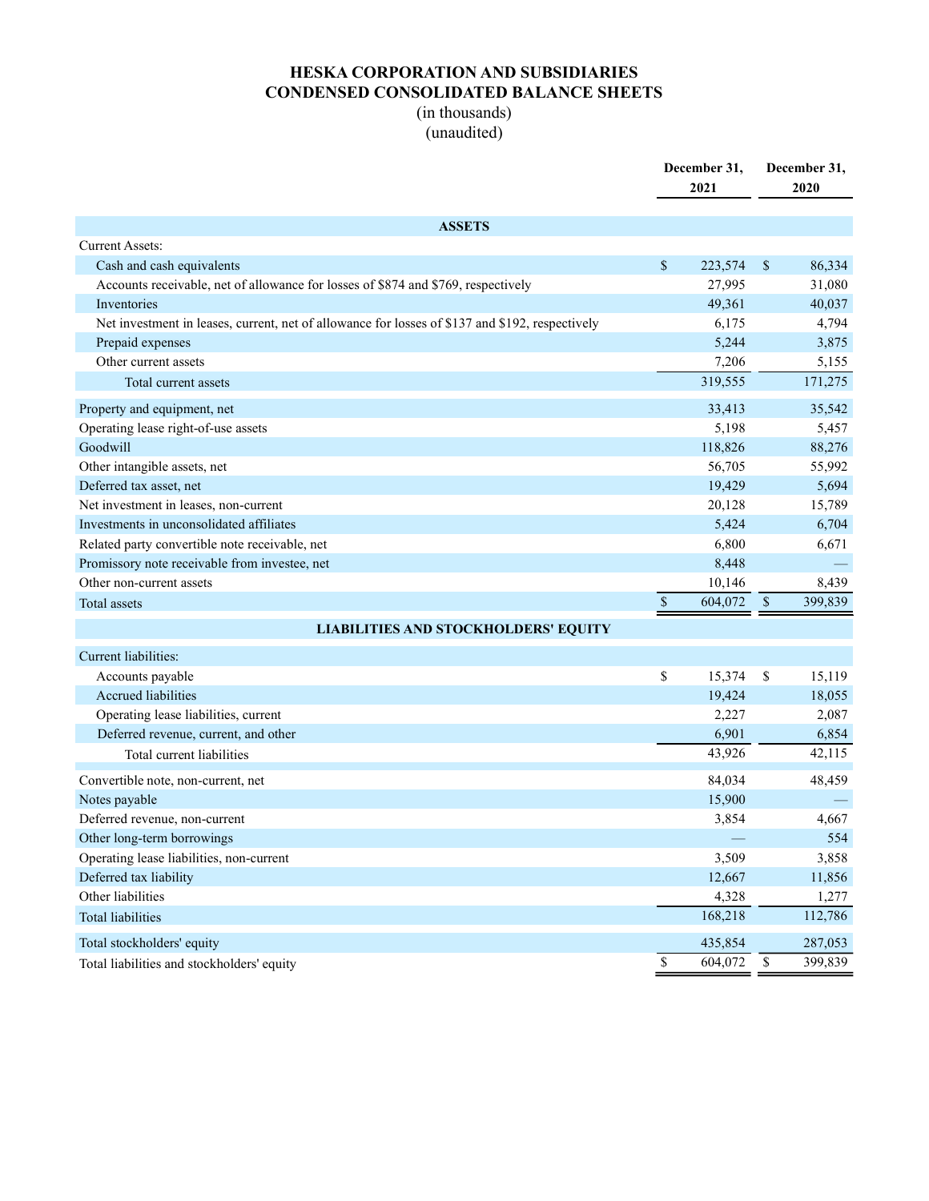# HESKA CORPORATION AND SUBSIDIARIES
## CONDENSED CONSOLIDATED BALANCE SHEETS
(in thousands)
(unaudited)

| | December 31, 2021 | December 31, 2020 |
|---|---|---|
| **ASSETS** | | |
| Current Assets: | | |
| Cash and cash equivalents | $ 223,574 | $ 86,334 |
| Accounts receivable, net of allowance for losses of $874 and $769, respectively | 27,995 | 31,080 |
| Inventories | 49,361 | 40,037 |
| Net investment in leases, current, net of allowance for losses of $137 and $192, respectively | 6,175 | 4,794 |
| Prepaid expenses | 5,244 | 3,875 |
| Other current assets | 7,206 | 5,155 |
| Total current assets | 319,555 | 171,275 |
| Property and equipment, net | 33,413 | 35,542 |
| Operating lease right-of-use assets | 5,198 | 5,457 |
| Goodwill | 118,826 | 88,276 |
| Other intangible assets, net | 56,705 | 55,992 |
| Deferred tax asset, net | 19,429 | 5,694 |
| Net investment in leases, non-current | 20,128 | 15,789 |
| Investments in unconsolidated affiliates | 5,424 | 6,704 |
| Related party convertible note receivable, net | 6,800 | 6,671 |
| Promissory note receivable from investee, net | 8,448 | — |
| Other non-current assets | 10,146 | 8,439 |
| Total assets | $ 604,072 | $ 399,839 |
| **LIABILITIES AND STOCKHOLDERS' EQUITY** | | |
| Current liabilities: | | |
| Accounts payable | $ 15,374 | $ 15,119 |
| Accrued liabilities | 19,424 | 18,055 |
| Operating lease liabilities, current | 2,227 | 2,087 |
| Deferred revenue, current, and other | 6,901 | 6,854 |
| Total current liabilities | 43,926 | 42,115 |
| Convertible note, non-current, net | 84,034 | 48,459 |
| Notes payable | 15,900 | — |
| Deferred revenue, non-current | 3,854 | 4,667 |
| Other long-term borrowings | — | 554 |
| Operating lease liabilities, non-current | 3,509 | 3,858 |
| Deferred tax liability | 12,667 | 11,856 |
| Other liabilities | 4,328 | 1,277 |
| Total liabilities | 168,218 | 112,786 |
| Total stockholders' equity | 435,854 | 287,053 |
| Total liabilities and stockholders' equity | $ 604,072 | $ 399,839 |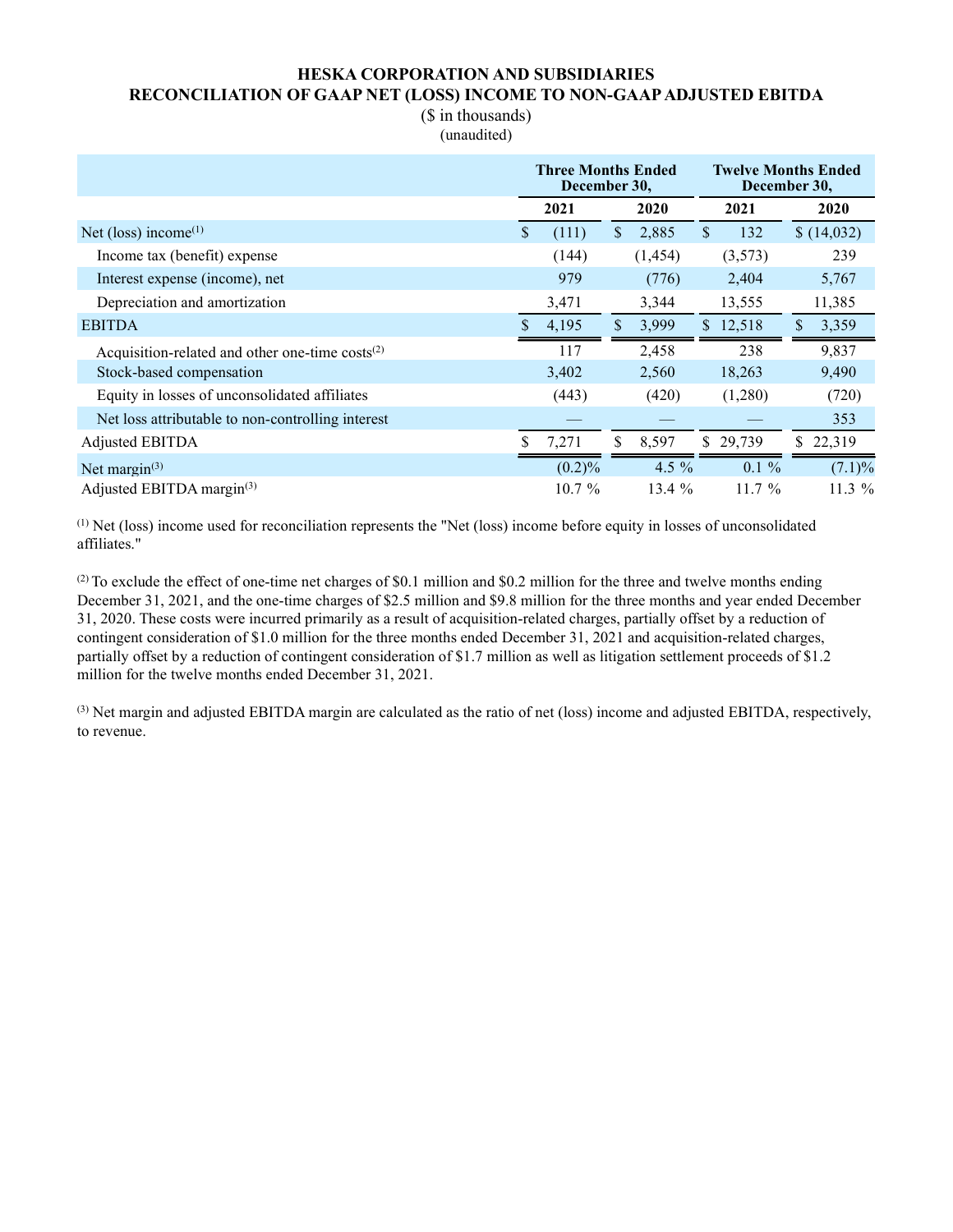# HESKA CORPORATION AND SUBSIDIARIES
## RECONCILIATION OF GAAP NET (LOSS) INCOME TO NON-GAAP ADJUSTED EBITDA

($ in thousands)
(unaudited)

| | Three Months Ended December 30, | | Twelve Months Ended December 30, | |
|---|---|---|---|---|
| | 2021 | 2020 | 2021 | 2020 |
| Net (loss) income[(1)] | $ (111) | $ 2,885 | $ 132 | $ (14,032) |
| Income tax (benefit) expense | (144) | (1,454) | (3,573) | 239 |
| Interest expense (income), net | 979 | (776) | 2,404 | 5,767 |
| Depreciation and amortization | 3,471 | 3,344 | 13,555 | 11,385 |
| EBITDA | $ 4,195 | $ 3,999 | $ 12,518 | $ 3,359 |
| Acquisition-related and other one-time costs[(2)] | 117 | 2,458 | 238 | 9,837 |
| Stock-based compensation | 3,402 | 2,560 | 18,263 | 9,490 |
| Equity in losses of unconsolidated affiliates | (443) | (420) | (1,280) | (720) |
| Net loss attributable to non-controlling interest | — | — | — | 353 |
| Adjusted EBITDA | $ 7,271 | $ 8,597 | $ 29,739 | $ 22,319 |
| Net margin[(3)] | (0.2)% | 4.5 % | 0.1 % | (7.1)% |
| Adjusted EBITDA margin[(3)] | 10.7 % | 13.4 % | 11.7 % | 11.3 % |

[(1)] Net (loss) income used for reconciliation represents the "Net (loss) income before equity in losses of unconsolidated affiliates."

[(2)] To exclude the effect of one-time net charges of $0.1 million and $0.2 million for the three and twelve months ending December 31, 2021, and the one-time charges of $2.5 million and $9.8 million for the three months and year ended December 31, 2020. These costs were incurred primarily as a result of acquisition-related charges, partially offset by a reduction of contingent consideration of $1.0 million for the three months ended December 31, 2021 and acquisition-related charges, partially offset by a reduction of contingent consideration of $1.7 million as well as litigation settlement proceeds of $1.2 million for the twelve months ended December 31, 2021.

[(3)] Net margin and adjusted EBITDA margin are calculated as the ratio of net (loss) income and adjusted EBITDA, respectively, to revenue.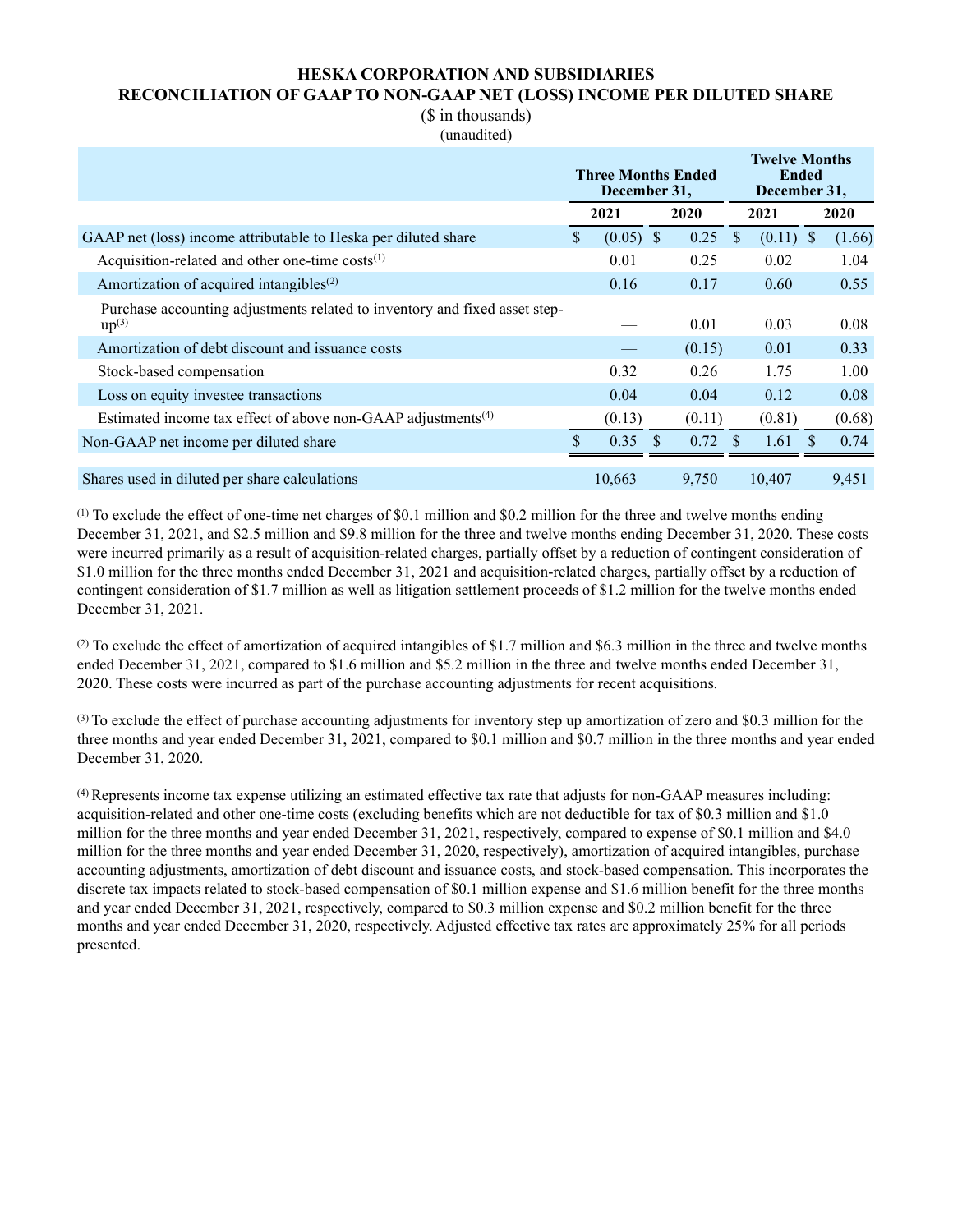# HESKA CORPORATION AND SUBSIDIARIES
## RECONCILIATION OF GAAP TO NON-GAAP NET (LOSS) INCOME PER DILUTED SHARE

($ in thousands)
(unaudited)

| | Three Months Ended December 31, | | Twelve Months Ended December 31, | |
|---|---|---|---|---|
| | 2021 | 2020 | 2021 | 2020 |
| GAAP net (loss) income attributable to Heska per diluted share | $ (0.05) | $ 0.25 | $ (0.11) | $ (1.66) |
| Acquisition-related and other one-time costs[(1)] | 0.01 | 0.25 | 0.02 | 1.04 |
| Amortization of acquired intangibles[(2)] | 0.16 | 0.17 | 0.60 | 0.55 |
| Purchase accounting adjustments related to inventory and fixed asset step-up[(3)] | — | 0.01 | 0.03 | 0.08 |
| Amortization of debt discount and issuance costs | — | (0.15) | 0.01 | 0.33 |
| Stock-based compensation | 0.32 | 0.26 | 1.75 | 1.00 |
| Loss on equity investee transactions | 0.04 | 0.04 | 0.12 | 0.08 |
| Estimated income tax effect of above non-GAAP adjustments[(4)] | (0.13) | (0.11) | (0.81) | (0.68) |
| Non-GAAP net income per diluted share | $ 0.35 | $ 0.72 | $ 1.61 | $ 0.74 |
| Shares used in diluted per share calculations | 10,663 | 9,750 | 10,407 | 9,451 |

[(1)] To exclude the effect of one-time net charges of $0.1 million and $0.2 million for the three and twelve months ending December 31, 2021, and $2.5 million and $9.8 million for the three and twelve months ending December 31, 2020. These costs were incurred primarily as a result of acquisition-related charges, partially offset by a reduction of contingent consideration of $1.0 million for the three months ended December 31, 2021 and acquisition-related charges, partially offset by a reduction of contingent consideration of $1.7 million as well as litigation settlement proceeds of $1.2 million for the twelve months ended December 31, 2021.

[(2)] To exclude the effect of amortization of acquired intangibles of $1.7 million and $6.3 million in the three and twelve months ended December 31, 2021, compared to $1.6 million and $5.2 million in the three and twelve months ended December 31, 2020. These costs were incurred as part of the purchase accounting adjustments for recent acquisitions.

[(3)] To exclude the effect of purchase accounting adjustments for inventory step up amortization of zero and $0.3 million for the three months and year ended December 31, 2021, compared to $0.1 million and $0.7 million in the three months and year ended December 31, 2020.

[(4)] Represents income tax expense utilizing an estimated effective tax rate that adjusts for non-GAAP measures including: acquisition-related and other one-time costs (excluding benefits which are not deductible for tax of $0.3 million and $1.0 million for the three months and year ended December 31, 2021, respectively, compared to expense of $0.1 million and $4.0 million for the three months and year ended December 31, 2020, respectively), amortization of acquired intangibles, purchase accounting adjustments, amortization of debt discount and issuance costs, and stock-based compensation. This incorporates the discrete tax impacts related to stock-based compensation of $0.1 million expense and $1.6 million benefit for the three months and year ended December 31, 2021, respectively, compared to $0.3 million expense and $0.2 million benefit for the three months and year ended December 31, 2020, respectively. Adjusted effective tax rates are approximately 25% for all periods presented.